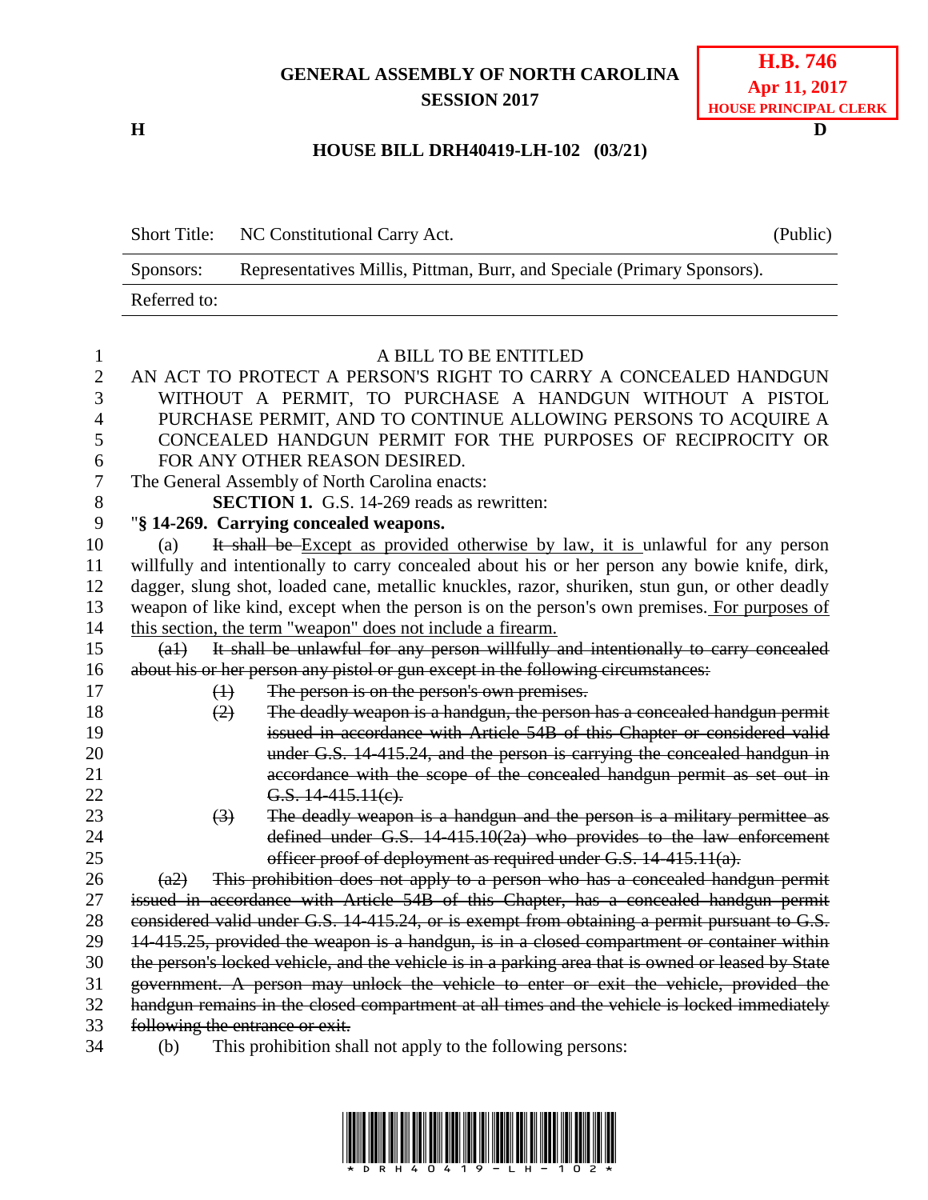# GENERAL ASSEMBLY OF NORTH CAROLINA
## SESSION 2017

**H.B. 746**
**Apr 11, 2017**
**HOUSE PRINCIPAL CLERK**

**H** **D**

## HOUSE BILL DRH40419-LH-102 (03/21)

| | | |
|---|---|---|
| Short Title: | NC Constitutional Carry Act. | (Public) |
| Sponsors: | Representatives Millis, Pittman, Burr, and Speciale (Primary Sponsors). | |
| Referred to: | | |

A BILL TO BE ENTITLED

AN ACT TO PROTECT A PERSON'S RIGHT TO CARRY A CONCEALED HANDGUN WITHOUT A PERMIT, TO PURCHASE A HANDGUN WITHOUT A PISTOL PURCHASE PERMIT, AND TO CONTINUE ALLOWING PERSONS TO ACQUIRE A CONCEALED HANDGUN PERMIT FOR THE PURPOSES OF RECIPROCITY OR FOR ANY OTHER REASON DESIRED.

The General Assembly of North Carolina enacts:

**SECTION 1.** G.S. 14-269 reads as rewritten:

"**§ 14-269. Carrying concealed weapons.**

(a) ~~It shall be~~ Except as provided otherwise by law, it is unlawful for any person willfully and intentionally to carry concealed about his or her person any bowie knife, dirk, dagger, slung shot, loaded cane, metallic knuckles, razor, shuriken, stun gun, or other deadly weapon of like kind, except when the person is on the person's own premises. For purposes of this section, the term "weapon" does not include a firearm.

~~(a1) It shall be unlawful for any person willfully and intentionally to carry concealed about his or her person any pistol or gun except in the following circumstances:~~

~~(1) The person is on the person's own premises.~~

~~(2) The deadly weapon is a handgun, the person has a concealed handgun permit issued in accordance with Article 54B of this Chapter or considered valid under G.S. 14-415.24, and the person is carrying the concealed handgun in accordance with the scope of the concealed handgun permit as set out in G.S. 14-415.11(c).~~

~~(3) The deadly weapon is a handgun and the person is a military permittee as defined under G.S. 14-415.10(2a) who provides to the law enforcement officer proof of deployment as required under G.S. 14-415.11(a).~~

~~(a2) This prohibition does not apply to a person who has a concealed handgun permit issued in accordance with Article 54B of this Chapter, has a concealed handgun permit considered valid under G.S. 14-415.24, or is exempt from obtaining a permit pursuant to G.S. 14-415.25, provided the weapon is a handgun, is in a closed compartment or container within the person's locked vehicle, and the vehicle is in a parking area that is owned or leased by State government. A person may unlock the vehicle to enter or exit the vehicle, provided the handgun remains in the closed compartment at all times and the vehicle is locked immediately following the entrance or exit.~~

(b) This prohibition shall not apply to the following persons: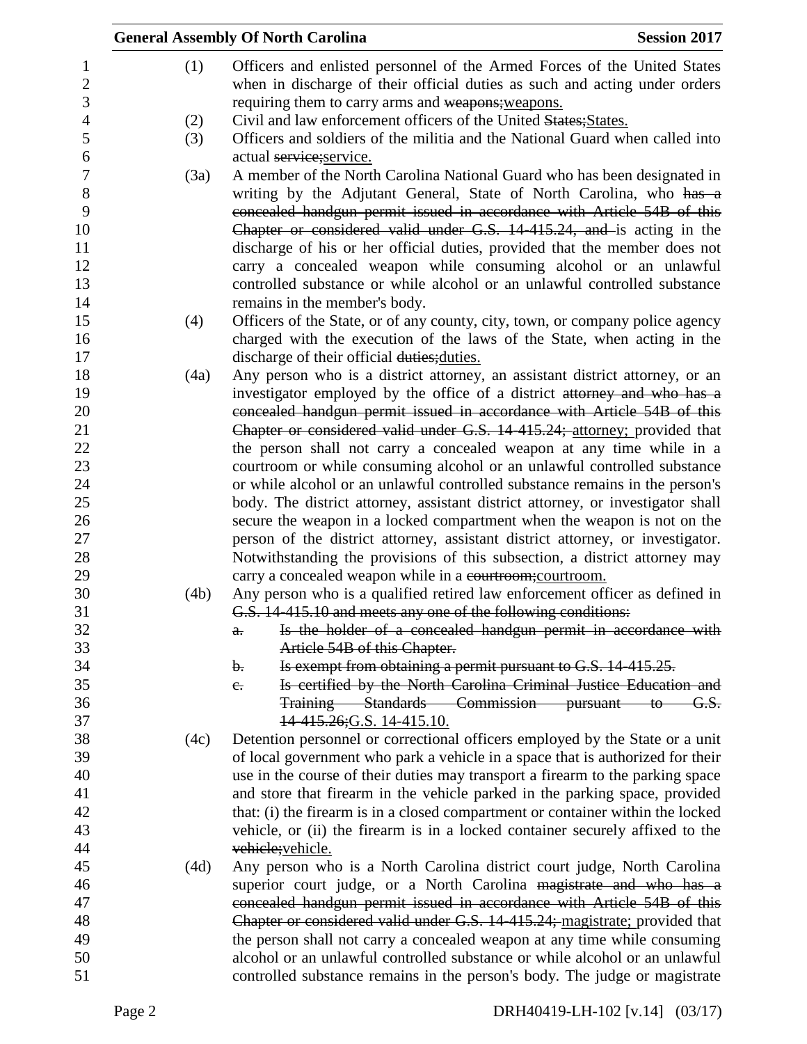(1) Officers and enlisted personnel of the Armed Forces of the United States when in discharge of their official duties as such and acting under orders requiring them to carry arms and ~~weapons;~~weapons.

(2) Civil and law enforcement officers of the United ~~States;~~States.

(3) Officers and soldiers of the militia and the National Guard when called into actual ~~service;~~service.

(3a) A member of the North Carolina National Guard who has been designated in writing by the Adjutant General, State of North Carolina, who ~~has a concealed handgun permit issued in accordance with Article 54B of this Chapter or considered valid under G.S. 14-415.24, and~~ is acting in the discharge of his or her official duties, provided that the member does not carry a concealed weapon while consuming alcohol or an unlawful controlled substance or while alcohol or an unlawful controlled substance remains in the member's body.

(4) Officers of the State, or of any county, city, town, or company police agency charged with the execution of the laws of the State, when acting in the discharge of their official ~~duties;~~duties.

(4a) Any person who is a district attorney, an assistant district attorney, or an investigator employed by the office of a district ~~attorney and who has a concealed handgun permit issued in accordance with Article 54B of this Chapter or considered valid under G.S. 14-415.24;~~ attorney; provided that the person shall not carry a concealed weapon at any time while in a courtroom or while consuming alcohol or an unlawful controlled substance or while alcohol or an unlawful controlled substance remains in the person's body. The district attorney, assistant district attorney, or investigator shall secure the weapon in a locked compartment when the weapon is not on the person of the district attorney, assistant district attorney, or investigator. Notwithstanding the provisions of this subsection, a district attorney may carry a concealed weapon while in a ~~courtroom;~~courtroom.

(4b) Any person who is a qualified retired law enforcement officer as defined in ~~G.S. 14-415.10 and meets any one of the following conditions:~~

~~a. Is the holder of a concealed handgun permit in accordance with Article 54B of this Chapter.~~

~~b. Is exempt from obtaining a permit pursuant to G.S. 14-415.25.~~

~~c. Is certified by the North Carolina Criminal Justice Education and Training Standards Commission pursuant to G.S. 14-415.26;~~G.S. 14-415.10.

(4c) Detention personnel or correctional officers employed by the State or a unit of local government who park a vehicle in a space that is authorized for their use in the course of their duties may transport a firearm to the parking space and store that firearm in the vehicle parked in the parking space, provided that: (i) the firearm is in a closed compartment or container within the locked vehicle, or (ii) the firearm is in a locked container securely affixed to the ~~vehicle;~~vehicle.

(4d) Any person who is a North Carolina district court judge, North Carolina superior court judge, or a North Carolina ~~magistrate and who has a concealed handgun permit issued in accordance with Article 54B of this Chapter or considered valid under G.S. 14-415.24;~~ magistrate; provided that the person shall not carry a concealed weapon at any time while consuming alcohol or an unlawful controlled substance or while alcohol or an unlawful controlled substance remains in the person's body. The judge or magistrate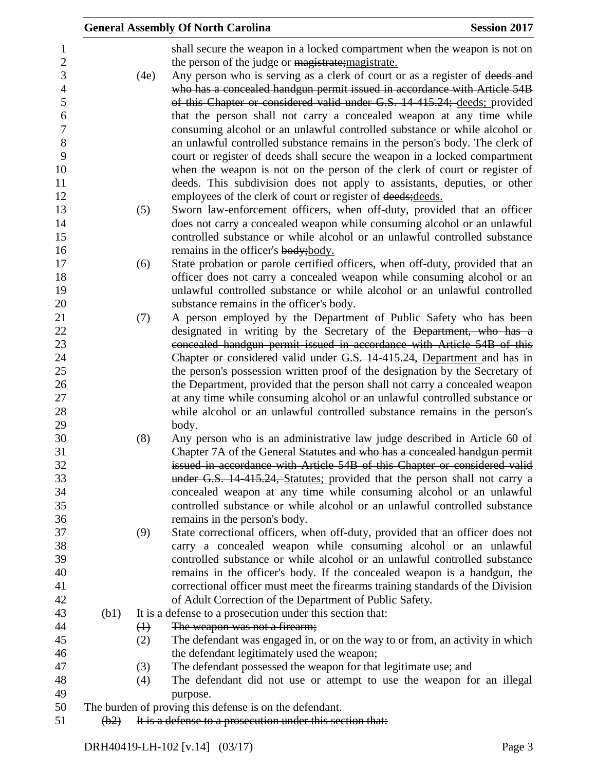shall secure the weapon in a locked compartment when the weapon is not on the person of the judge or ~~magistrate;~~magistrate.

(4e) Any person who is serving as a clerk of court or as a register of ~~deeds and who has a concealed handgun permit issued in accordance with Article 54B of this Chapter or considered valid under G.S. 14-415.24;~~ deeds; provided that the person shall not carry a concealed weapon at any time while consuming alcohol or an unlawful controlled substance or while alcohol or an unlawful controlled substance remains in the person's body. The clerk of court or register of deeds shall secure the weapon in a locked compartment when the weapon is not on the person of the clerk of court or register of deeds. This subdivision does not apply to assistants, deputies, or other employees of the clerk of court or register of ~~deeds;~~deeds.

(5) Sworn law-enforcement officers, when off-duty, provided that an officer does not carry a concealed weapon while consuming alcohol or an unlawful controlled substance or while alcohol or an unlawful controlled substance remains in the officer's ~~body;~~body.

(6) State probation or parole certified officers, when off-duty, provided that an officer does not carry a concealed weapon while consuming alcohol or an unlawful controlled substance or while alcohol or an unlawful controlled substance remains in the officer's body.

(7) A person employed by the Department of Public Safety who has been designated in writing by the Secretary of the ~~Department, who has a concealed handgun permit issued in accordance with Article 54B of this Chapter or considered valid under G.S. 14-415.24,~~ Department and has in the person's possession written proof of the designation by the Secretary of the Department, provided that the person shall not carry a concealed weapon at any time while consuming alcohol or an unlawful controlled substance or while alcohol or an unlawful controlled substance remains in the person's body.

(8) Any person who is an administrative law judge described in Article 60 of Chapter 7A of the General ~~Statutes and who has a concealed handgun permit issued in accordance with Article 54B of this Chapter or considered valid under G.S. 14-415.24,~~ Statutes; provided that the person shall not carry a concealed weapon at any time while consuming alcohol or an unlawful controlled substance or while alcohol or an unlawful controlled substance remains in the person's body.

(9) State correctional officers, when off-duty, provided that an officer does not carry a concealed weapon while consuming alcohol or an unlawful controlled substance or while alcohol or an unlawful controlled substance remains in the officer's body. If the concealed weapon is a handgun, the correctional officer must meet the firearms training standards of the Division of Adult Correction of the Department of Public Safety.

(b1) It is a defense to a prosecution under this section that:

~~(1) The weapon was not a firearm;~~

(2) The defendant was engaged in, or on the way to or from, an activity in which the defendant legitimately used the weapon;

(3) The defendant possessed the weapon for that legitimate use; and

(4) The defendant did not use or attempt to use the weapon for an illegal purpose.

The burden of proving this defense is on the defendant.

~~(b2) It is a defense to a prosecution under this section that:~~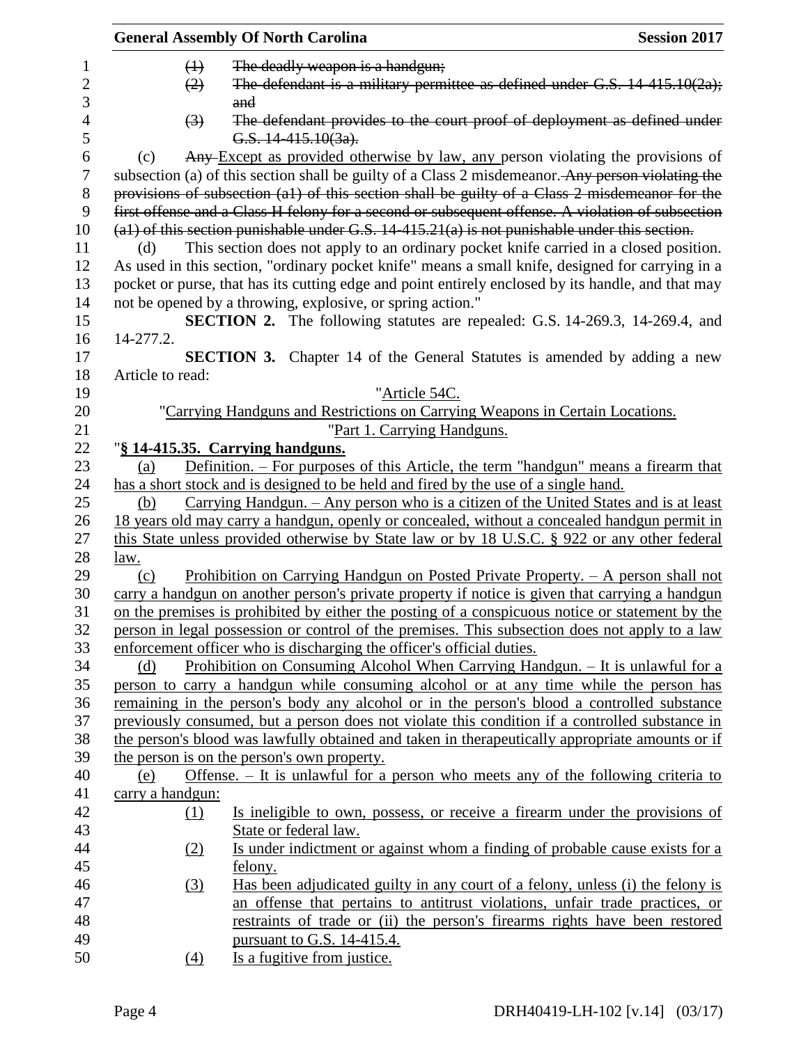(1) ~~The deadly weapon is a handgun;~~

(2) ~~The defendant is a military permittee as defined under G.S. 14-415.10(2a); and~~

(3) ~~The defendant provides to the court proof of deployment as defined under G.S. 14-415.10(3a).~~

(c) ~~Any~~ Except as provided otherwise by law, any person violating the provisions of subsection (a) of this section shall be guilty of a Class 2 misdemeanor. ~~Any person violating the provisions of subsection (a1) of this section shall be guilty of a Class 2 misdemeanor for the first offense and a Class H felony for a second or subsequent offense. A violation of subsection (a1) of this section punishable under G.S. 14-415.21(a) is not punishable under this section.~~

(d) This section does not apply to an ordinary pocket knife carried in a closed position. As used in this section, "ordinary pocket knife" means a small knife, designed for carrying in a pocket or purse, that has its cutting edge and point entirely enclosed by its handle, and that may not be opened by a throwing, explosive, or spring action."

**SECTION 2.** The following statutes are repealed: G.S. 14-269.3, 14-269.4, and 14-277.2.

**SECTION 3.** Chapter 14 of the General Statutes is amended by adding a new Article to read:

"Article 54C.

"Carrying Handguns and Restrictions on Carrying Weapons in Certain Locations.

"Part 1. Carrying Handguns.

"**§ 14-415.35. Carrying handguns.**

(a) Definition. – For purposes of this Article, the term "handgun" means a firearm that has a short stock and is designed to be held and fired by the use of a single hand.

(b) Carrying Handgun. – Any person who is a citizen of the United States and is at least 18 years old may carry a handgun, openly or concealed, without a concealed handgun permit in this State unless provided otherwise by State law or by 18 U.S.C. § 922 or any other federal law.

(c) Prohibition on Carrying Handgun on Posted Private Property. – A person shall not carry a handgun on another person's private property if notice is given that carrying a handgun on the premises is prohibited by either the posting of a conspicuous notice or statement by the person in legal possession or control of the premises. This subsection does not apply to a law enforcement officer who is discharging the officer's official duties.

(d) Prohibition on Consuming Alcohol When Carrying Handgun. – It is unlawful for a person to carry a handgun while consuming alcohol or at any time while the person has remaining in the person's body any alcohol or in the person's blood a controlled substance previously consumed, but a person does not violate this condition if a controlled substance in the person's blood was lawfully obtained and taken in therapeutically appropriate amounts or if the person is on the person's own property.

(e) Offense. – It is unlawful for a person who meets any of the following criteria to carry a handgun:

(1) Is ineligible to own, possess, or receive a firearm under the provisions of State or federal law.

(2) Is under indictment or against whom a finding of probable cause exists for a felony.

(3) Has been adjudicated guilty in any court of a felony, unless (i) the felony is an offense that pertains to antitrust violations, unfair trade practices, or restraints of trade or (ii) the person's firearms rights have been restored pursuant to G.S. 14-415.4.

(4) Is a fugitive from justice.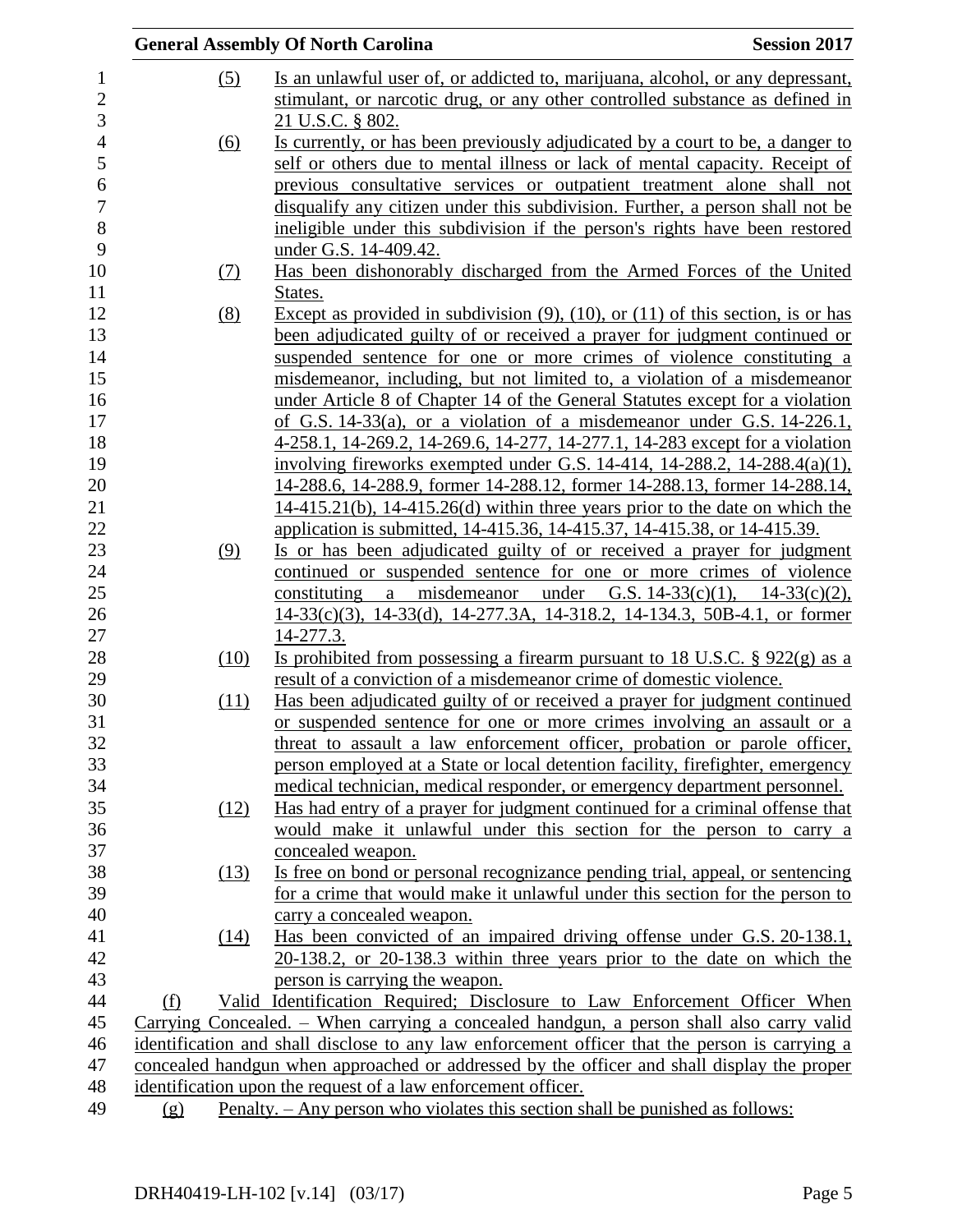(5) Is an unlawful user of, or addicted to, marijuana, alcohol, or any depressant, stimulant, or narcotic drug, or any other controlled substance as defined in 21 U.S.C. § 802.

(6) Is currently, or has been previously adjudicated by a court to be, a danger to self or others due to mental illness or lack of mental capacity. Receipt of previous consultative services or outpatient treatment alone shall not disqualify any citizen under this subdivision. Further, a person shall not be ineligible under this subdivision if the person's rights have been restored under G.S. 14-409.42.

(7) Has been dishonorably discharged from the Armed Forces of the United States.

(8) Except as provided in subdivision (9), (10), or (11) of this section, is or has been adjudicated guilty of or received a prayer for judgment continued or suspended sentence for one or more crimes of violence constituting a misdemeanor, including, but not limited to, a violation of a misdemeanor under Article 8 of Chapter 14 of the General Statutes except for a violation of G.S. 14-33(a), or a violation of a misdemeanor under G.S. 14-226.1, 4-258.1, 14-269.2, 14-269.6, 14-277, 14-277.1, 14-283 except for a violation involving fireworks exempted under G.S. 14-414, 14-288.2, 14-288.4(a)(1), 14-288.6, 14-288.9, former 14-288.12, former 14-288.13, former 14-288.14, 14-415.21(b), 14-415.26(d) within three years prior to the date on which the application is submitted, 14-415.36, 14-415.37, 14-415.38, or 14-415.39.

(9) Is or has been adjudicated guilty of or received a prayer for judgment continued or suspended sentence for one or more crimes of violence constituting a misdemeanor under G.S. 14-33(c)(1), 14-33(c)(2), 14-33(c)(3), 14-33(d), 14-277.3A, 14-318.2, 14-134.3, 50B-4.1, or former 14-277.3.

(10) Is prohibited from possessing a firearm pursuant to 18 U.S.C. § 922(g) as a result of a conviction of a misdemeanor crime of domestic violence.

(11) Has been adjudicated guilty of or received a prayer for judgment continued or suspended sentence for one or more crimes involving an assault or a threat to assault a law enforcement officer, probation or parole officer, person employed at a State or local detention facility, firefighter, emergency medical technician, medical responder, or emergency department personnel.

(12) Has had entry of a prayer for judgment continued for a criminal offense that would make it unlawful under this section for the person to carry a concealed weapon.

(13) Is free on bond or personal recognizance pending trial, appeal, or sentencing for a crime that would make it unlawful under this section for the person to carry a concealed weapon.

(14) Has been convicted of an impaired driving offense under G.S. 20-138.1, 20-138.2, or 20-138.3 within three years prior to the date on which the person is carrying the weapon.

(f) Valid Identification Required; Disclosure to Law Enforcement Officer When Carrying Concealed. – When carrying a concealed handgun, a person shall also carry valid identification and shall disclose to any law enforcement officer that the person is carrying a concealed handgun when approached or addressed by the officer and shall display the proper identification upon the request of a law enforcement officer.

(g) Penalty. – Any person who violates this section shall be punished as follows: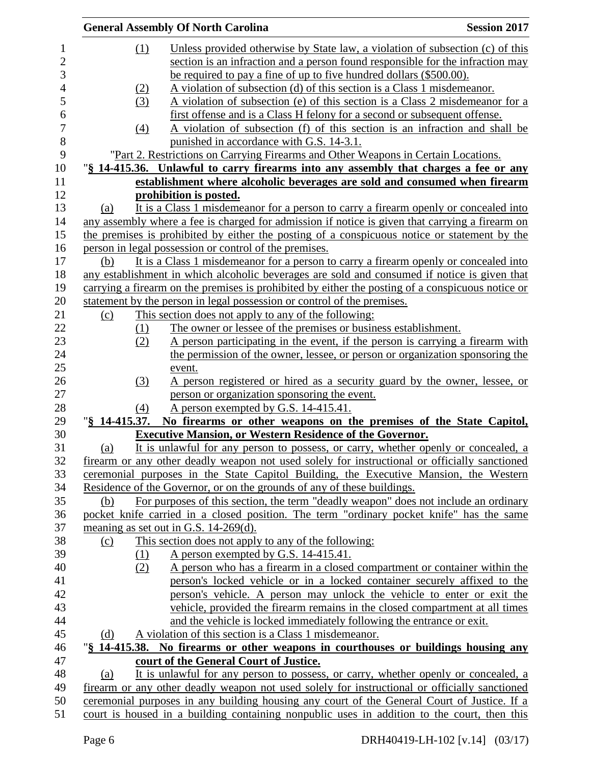(1) Unless provided otherwise by State law, a violation of subsection (c) of this section is an infraction and a person found responsible for the infraction may be required to pay a fine of up to five hundred dollars ($500.00).

(2) A violation of subsection (d) of this section is a Class 1 misdemeanor.

(3) A violation of subsection (e) of this section is a Class 2 misdemeanor for a first offense and is a Class H felony for a second or subsequent offense.

(4) A violation of subsection (f) of this section is an infraction and shall be punished in accordance with G.S. 14-3.1.

"Part 2. Restrictions on Carrying Firearms and Other Weapons in Certain Locations.

"**§ 14-415.36. Unlawful to carry firearms into any assembly that charges a fee or any establishment where alcoholic beverages are sold and consumed when firearm prohibition is posted.**

(a) It is a Class 1 misdemeanor for a person to carry a firearm openly or concealed into any assembly where a fee is charged for admission if notice is given that carrying a firearm on the premises is prohibited by either the posting of a conspicuous notice or statement by the person in legal possession or control of the premises.

(b) It is a Class 1 misdemeanor for a person to carry a firearm openly or concealed into any establishment in which alcoholic beverages are sold and consumed if notice is given that carrying a firearm on the premises is prohibited by either the posting of a conspicuous notice or statement by the person in legal possession or control of the premises.

(c) This section does not apply to any of the following:

(1) The owner or lessee of the premises or business establishment.

(2) A person participating in the event, if the person is carrying a firearm with the permission of the owner, lessee, or person or organization sponsoring the event.

(3) A person registered or hired as a security guard by the owner, lessee, or person or organization sponsoring the event.

(4) A person exempted by G.S. 14-415.41.

"**§ 14-415.37. No firearms or other weapons on the premises of the State Capitol, Executive Mansion, or Western Residence of the Governor.**

(a) It is unlawful for any person to possess, or carry, whether openly or concealed, a firearm or any other deadly weapon not used solely for instructional or officially sanctioned ceremonial purposes in the State Capitol Building, the Executive Mansion, the Western Residence of the Governor, or on the grounds of any of these buildings.

(b) For purposes of this section, the term "deadly weapon" does not include an ordinary pocket knife carried in a closed position. The term "ordinary pocket knife" has the same meaning as set out in G.S. 14-269(d).

(c) This section does not apply to any of the following:

(1) A person exempted by G.S. 14-415.41.

(2) A person who has a firearm in a closed compartment or container within the person's locked vehicle or in a locked container securely affixed to the person's vehicle. A person may unlock the vehicle to enter or exit the vehicle, provided the firearm remains in the closed compartment at all times and the vehicle is locked immediately following the entrance or exit.

(d) A violation of this section is a Class 1 misdemeanor.

"**§ 14-415.38. No firearms or other weapons in courthouses or buildings housing any court of the General Court of Justice.**

(a) It is unlawful for any person to possess, or carry, whether openly or concealed, a firearm or any other deadly weapon not used solely for instructional or officially sanctioned ceremonial purposes in any building housing any court of the General Court of Justice. If a court is housed in a building containing nonpublic uses in addition to the court, then this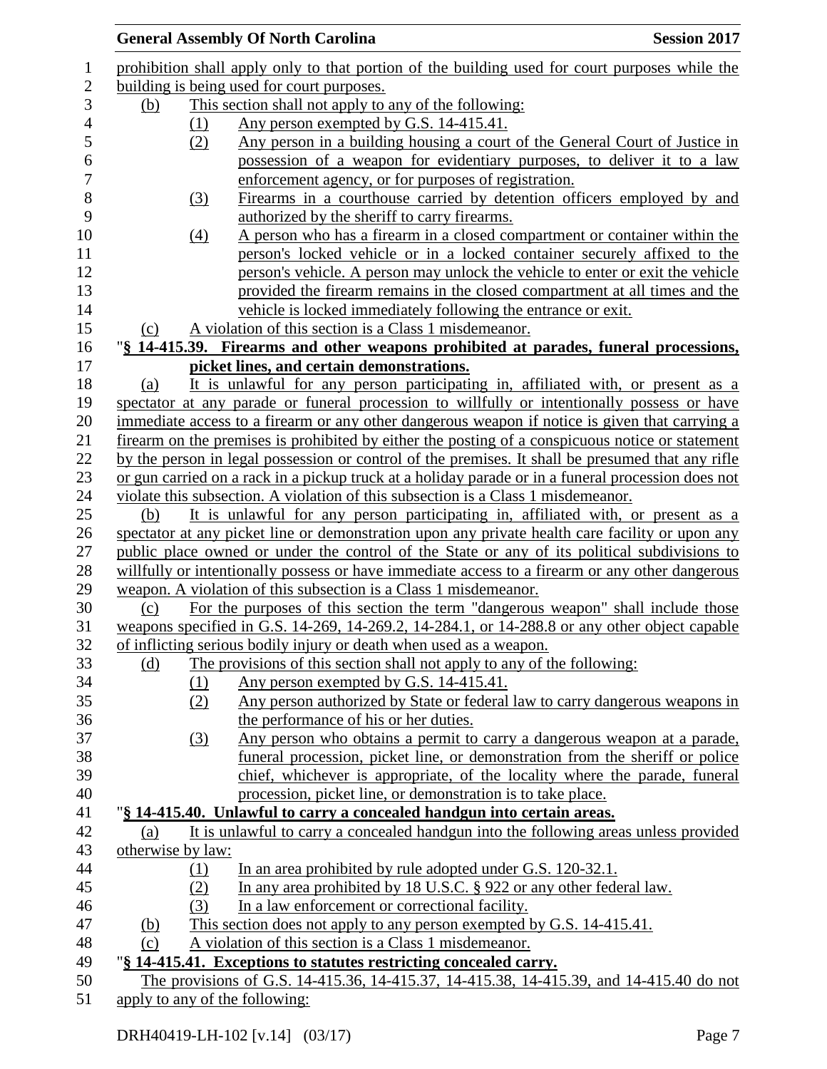prohibition shall apply only to that portion of the building used for court purposes while the building is being used for court purposes.

(b) This section shall not apply to any of the following:

(1) Any person exempted by G.S. 14-415.41.

(2) Any person in a building housing a court of the General Court of Justice in possession of a weapon for evidentiary purposes, to deliver it to a law enforcement agency, or for purposes of registration.

(3) Firearms in a courthouse carried by detention officers employed by and authorized by the sheriff to carry firearms.

(4) A person who has a firearm in a closed compartment or container within the person's locked vehicle or in a locked container securely affixed to the person's vehicle. A person may unlock the vehicle to enter or exit the vehicle provided the firearm remains in the closed compartment at all times and the vehicle is locked immediately following the entrance or exit.

(c) A violation of this section is a Class 1 misdemeanor.

"**§ 14-415.39. Firearms and other weapons prohibited at parades, funeral processions, picket lines, and certain demonstrations.**

(a) It is unlawful for any person participating in, affiliated with, or present as a spectator at any parade or funeral procession to willfully or intentionally possess or have immediate access to a firearm or any other dangerous weapon if notice is given that carrying a firearm on the premises is prohibited by either the posting of a conspicuous notice or statement by the person in legal possession or control of the premises. It shall be presumed that any rifle or gun carried on a rack in a pickup truck at a holiday parade or in a funeral procession does not violate this subsection. A violation of this subsection is a Class 1 misdemeanor.

(b) It is unlawful for any person participating in, affiliated with, or present as a spectator at any picket line or demonstration upon any private health care facility or upon any public place owned or under the control of the State or any of its political subdivisions to willfully or intentionally possess or have immediate access to a firearm or any other dangerous weapon. A violation of this subsection is a Class 1 misdemeanor.

(c) For the purposes of this section the term "dangerous weapon" shall include those weapons specified in G.S. 14-269, 14-269.2, 14-284.1, or 14-288.8 or any other object capable of inflicting serious bodily injury or death when used as a weapon.

(d) The provisions of this section shall not apply to any of the following:

(1) Any person exempted by G.S. 14-415.41.

(2) Any person authorized by State or federal law to carry dangerous weapons in the performance of his or her duties.

(3) Any person who obtains a permit to carry a dangerous weapon at a parade, funeral procession, picket line, or demonstration from the sheriff or police chief, whichever is appropriate, of the locality where the parade, funeral procession, picket line, or demonstration is to take place.

"**§ 14-415.40. Unlawful to carry a concealed handgun into certain areas.**

(a) It is unlawful to carry a concealed handgun into the following areas unless provided otherwise by law:

(1) In an area prohibited by rule adopted under G.S. 120-32.1.

(2) In any area prohibited by 18 U.S.C. § 922 or any other federal law.

(3) In a law enforcement or correctional facility.

(b) This section does not apply to any person exempted by G.S. 14-415.41.

(c) A violation of this section is a Class 1 misdemeanor.

"**§ 14-415.41. Exceptions to statutes restricting concealed carry.**

The provisions of G.S. 14-415.36, 14-415.37, 14-415.38, 14-415.39, and 14-415.40 do not apply to any of the following: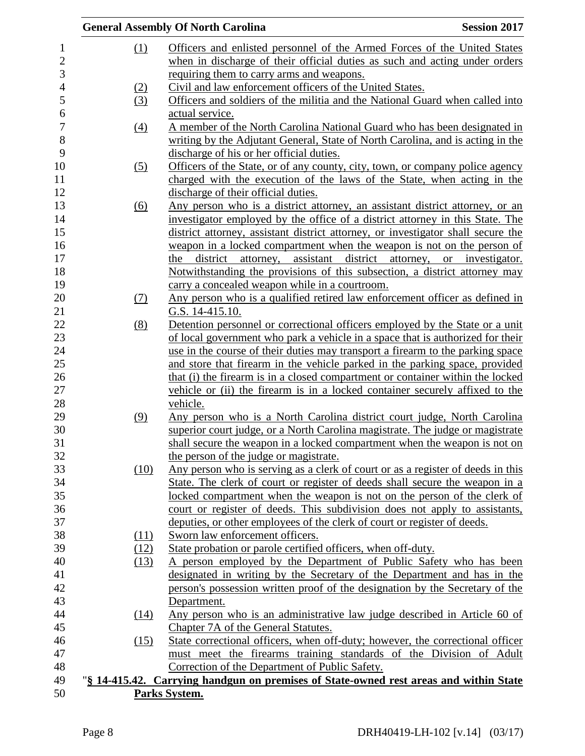(1) Officers and enlisted personnel of the Armed Forces of the United States when in discharge of their official duties as such and acting under orders requiring them to carry arms and weapons.

(2) Civil and law enforcement officers of the United States.

(3) Officers and soldiers of the militia and the National Guard when called into actual service.

(4) A member of the North Carolina National Guard who has been designated in writing by the Adjutant General, State of North Carolina, and is acting in the discharge of his or her official duties.

(5) Officers of the State, or of any county, city, town, or company police agency charged with the execution of the laws of the State, when acting in the discharge of their official duties.

(6) Any person who is a district attorney, an assistant district attorney, or an investigator employed by the office of a district attorney in this State. The district attorney, assistant district attorney, or investigator shall secure the weapon in a locked compartment when the weapon is not on the person of the district attorney, assistant district attorney, or investigator. Notwithstanding the provisions of this subsection, a district attorney may carry a concealed weapon while in a courtroom.

(7) Any person who is a qualified retired law enforcement officer as defined in G.S. 14-415.10.

(8) Detention personnel or correctional officers employed by the State or a unit of local government who park a vehicle in a space that is authorized for their use in the course of their duties may transport a firearm to the parking space and store that firearm in the vehicle parked in the parking space, provided that (i) the firearm is in a closed compartment or container within the locked vehicle or (ii) the firearm is in a locked container securely affixed to the vehicle.

(9) Any person who is a North Carolina district court judge, North Carolina superior court judge, or a North Carolina magistrate. The judge or magistrate shall secure the weapon in a locked compartment when the weapon is not on the person of the judge or magistrate.

(10) Any person who is serving as a clerk of court or as a register of deeds in this State. The clerk of court or register of deeds shall secure the weapon in a locked compartment when the weapon is not on the person of the clerk of court or register of deeds. This subdivision does not apply to assistants, deputies, or other employees of the clerk of court or register of deeds.

(11) Sworn law enforcement officers.

(12) State probation or parole certified officers, when off-duty.

(13) A person employed by the Department of Public Safety who has been designated in writing by the Secretary of the Department and has in the person's possession written proof of the designation by the Secretary of the Department.

(14) Any person who is an administrative law judge described in Article 60 of Chapter 7A of the General Statutes.

(15) State correctional officers, when off-duty; however, the correctional officer must meet the firearms training standards of the Division of Adult Correction of the Department of Public Safety.

"**§ 14-415.42. Carrying handgun on premises of State-owned rest areas and within State Parks System.**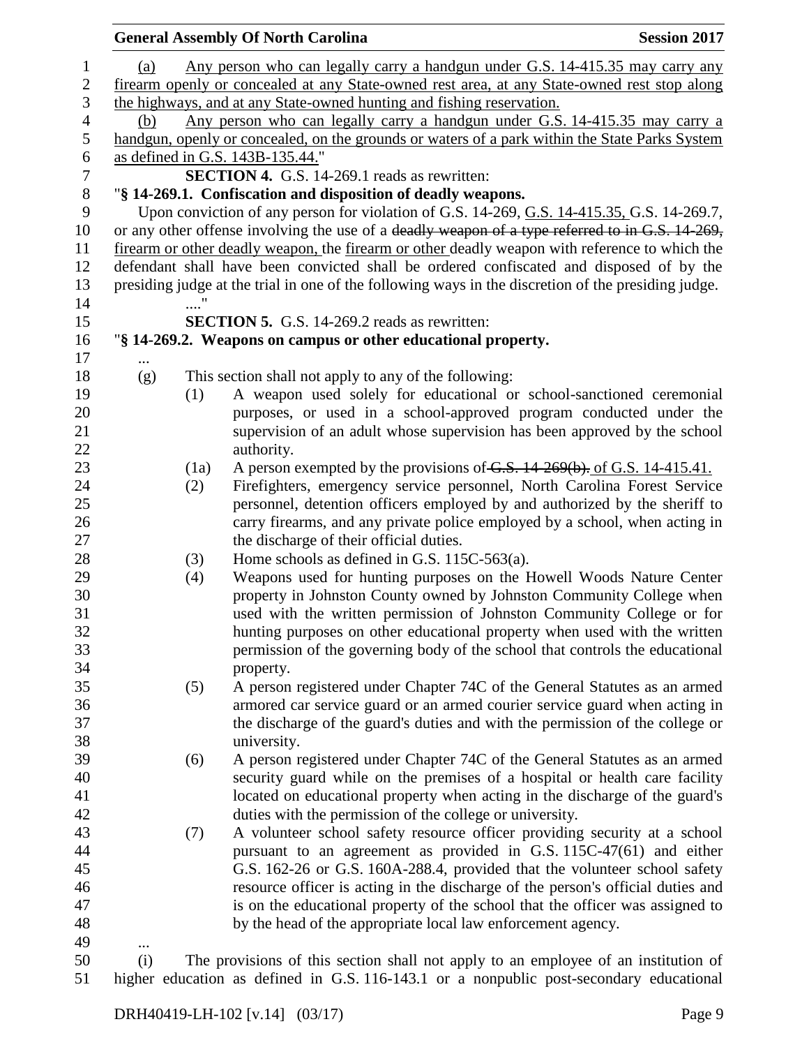(a) Any person who can legally carry a handgun under G.S. 14-415.35 may carry any firearm openly or concealed at any State-owned rest area, at any State-owned rest stop along the highways, and at any State-owned hunting and fishing reservation.

(b) Any person who can legally carry a handgun under G.S. 14-415.35 may carry a handgun, openly or concealed, on the grounds or waters of a park within the State Parks System as defined in G.S. 143B-135.44."

**SECTION 4.** G.S. 14-269.1 reads as rewritten:

"**§ 14-269.1. Confiscation and disposition of deadly weapons.**

Upon conviction of any person for violation of G.S. 14-269, G.S. 14-415.35, G.S. 14-269.7, or any other offense involving the use of a ~~deadly weapon of a type referred to in G.S. 14-269,~~ firearm or other deadly weapon, the firearm or other deadly weapon with reference to which the defendant shall have been convicted shall be ordered confiscated and disposed of by the presiding judge at the trial in one of the following ways in the discretion of the presiding judge.

...."

**SECTION 5.** G.S. 14-269.2 reads as rewritten:

"**§ 14-269.2. Weapons on campus or other educational property.**

...

(g) This section shall not apply to any of the following:

(1) A weapon used solely for educational or school-sanctioned ceremonial purposes, or used in a school-approved program conducted under the supervision of an adult whose supervision has been approved by the school authority.

(1a) A person exempted by the provisions of ~~G.S. 14-269(b).~~ of G.S. 14-415.41.

(2) Firefighters, emergency service personnel, North Carolina Forest Service personnel, detention officers employed by and authorized by the sheriff to carry firearms, and any private police employed by a school, when acting in the discharge of their official duties.

(3) Home schools as defined in G.S. 115C-563(a).

(4) Weapons used for hunting purposes on the Howell Woods Nature Center property in Johnston County owned by Johnston Community College when used with the written permission of Johnston Community College or for hunting purposes on other educational property when used with the written permission of the governing body of the school that controls the educational property.

(5) A person registered under Chapter 74C of the General Statutes as an armed armored car service guard or an armed courier service guard when acting in the discharge of the guard's duties and with the permission of the college or university.

(6) A person registered under Chapter 74C of the General Statutes as an armed security guard while on the premises of a hospital or health care facility located on educational property when acting in the discharge of the guard's duties with the permission of the college or university.

(7) A volunteer school safety resource officer providing security at a school pursuant to an agreement as provided in G.S. 115C-47(61) and either G.S. 162-26 or G.S. 160A-288.4, provided that the volunteer school safety resource officer is acting in the discharge of the person's official duties and is on the educational property of the school that the officer was assigned to by the head of the appropriate local law enforcement agency.

...

(i) The provisions of this section shall not apply to an employee of an institution of higher education as defined in G.S. 116-143.1 or a nonpublic post-secondary educational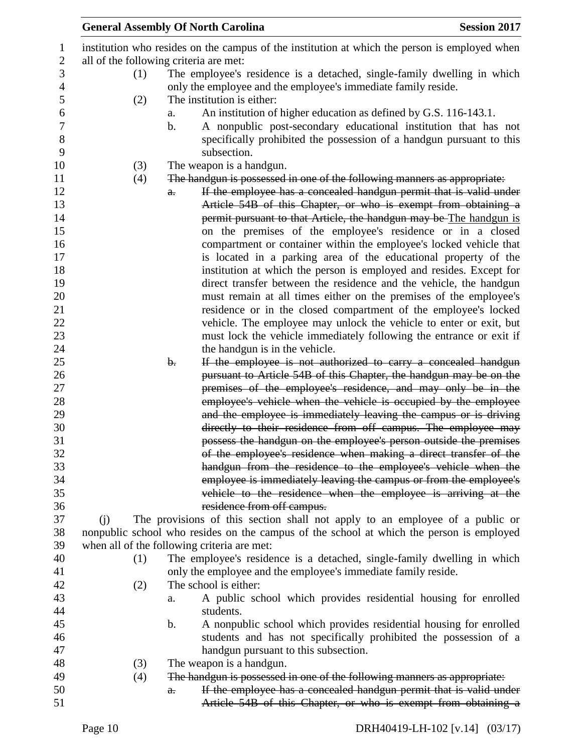institution who resides on the campus of the institution at which the person is employed when all of the following criteria are met:

(1) The employee's residence is a detached, single-family dwelling in which only the employee and the employee's immediate family reside.

(2) The institution is either:

a. An institution of higher education as defined by G.S. 116-143.1.

b. A nonpublic post-secondary educational institution that has not specifically prohibited the possession of a handgun pursuant to this subsection.

(3) The weapon is a handgun.

(4) ~~The handgun is possessed in one of the following manners as appropriate:~~

~~a. If the employee has a concealed handgun permit that is valid under Article 54B of this Chapter, or who is exempt from obtaining a permit pursuant to that Article, the handgun may be~~ <u>The handgun is</u> on the premises of the employee's residence or in a closed compartment or container within the employee's locked vehicle that is located in a parking area of the educational property of the institution at which the person is employed and resides. Except for direct transfer between the residence and the vehicle, the handgun must remain at all times either on the premises of the employee's residence or in the closed compartment of the employee's locked vehicle. The employee may unlock the vehicle to enter or exit, but must lock the vehicle immediately following the entrance or exit if the handgun is in the vehicle.

~~b. If the employee is not authorized to carry a concealed handgun pursuant to Article 54B of this Chapter, the handgun may be on the premises of the employee's residence, and may only be in the employee's vehicle when the vehicle is occupied by the employee and the employee is immediately leaving the campus or is driving directly to their residence from off campus. The employee may possess the handgun on the employee's person outside the premises of the employee's residence when making a direct transfer of the handgun from the residence to the employee's vehicle when the employee is immediately leaving the campus or from the employee's vehicle to the residence when the employee is arriving at the residence from off campus.~~

(j) The provisions of this section shall not apply to an employee of a public or nonpublic school who resides on the campus of the school at which the person is employed when all of the following criteria are met:

(1) The employee's residence is a detached, single-family dwelling in which only the employee and the employee's immediate family reside.

(2) The school is either:

a. A public school which provides residential housing for enrolled students.

b. A nonpublic school which provides residential housing for enrolled students and has not specifically prohibited the possession of a handgun pursuant to this subsection.

(3) The weapon is a handgun.

(4) ~~The handgun is possessed in one of the following manners as appropriate:~~

~~a. If the employee has a concealed handgun permit that is valid under Article 54B of this Chapter, or who is exempt from obtaining a~~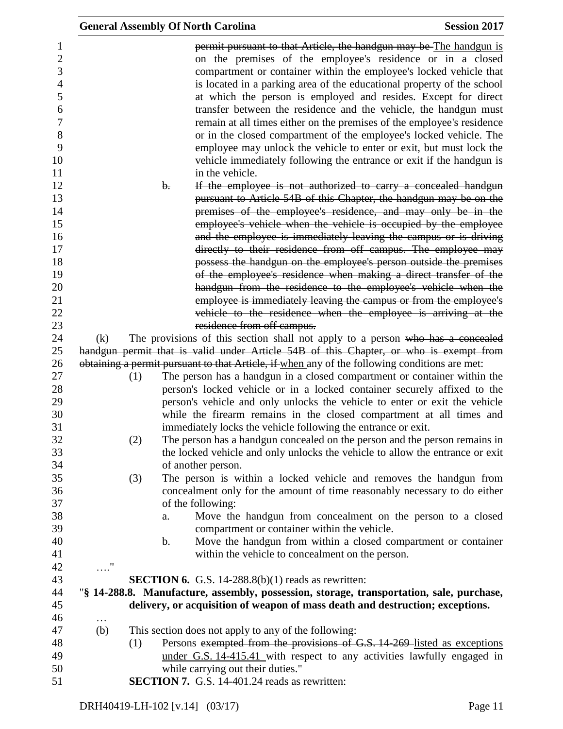~~permit pursuant to that Article, the handgun may be~~ The handgun is on the premises of the employee's residence or in a closed compartment or container within the employee's locked vehicle that is located in a parking area of the educational property of the school at which the person is employed and resides. Except for direct transfer between the residence and the vehicle, the handgun must remain at all times either on the premises of the employee's residence or in the closed compartment of the employee's locked vehicle. The employee may unlock the vehicle to enter or exit, but must lock the vehicle immediately following the entrance or exit if the handgun is in the vehicle.

~~b. If the employee is not authorized to carry a concealed handgun pursuant to Article 54B of this Chapter, the handgun may be on the premises of the employee's residence, and may only be in the employee's vehicle when the vehicle is occupied by the employee and the employee is immediately leaving the campus or is driving directly to their residence from off campus. The employee may possess the handgun on the employee's person outside the premises of the employee's residence when making a direct transfer of the handgun from the residence to the employee's vehicle when the employee is immediately leaving the campus or from the employee's vehicle to the residence when the employee is arriving at the residence from off campus.~~

(k) The provisions of this section shall not apply to a person ~~who has a concealed handgun permit that is valid under Article 54B of this Chapter, or who is exempt from obtaining a permit pursuant to that Article, if~~ when any of the following conditions are met:

(1) The person has a handgun in a closed compartment or container within the person's locked vehicle or in a locked container securely affixed to the person's vehicle and only unlocks the vehicle to enter or exit the vehicle while the firearm remains in the closed compartment at all times and immediately locks the vehicle following the entrance or exit.

(2) The person has a handgun concealed on the person and the person remains in the locked vehicle and only unlocks the vehicle to allow the entrance or exit of another person.

(3) The person is within a locked vehicle and removes the handgun from concealment only for the amount of time reasonably necessary to do either of the following:

a. Move the handgun from concealment on the person to a closed compartment or container within the vehicle.

b. Move the handgun from within a closed compartment or container within the vehicle to concealment on the person.

…."

**SECTION 6.** G.S. 14-288.8(b)(1) reads as rewritten:

"**§ 14-288.8. Manufacture, assembly, possession, storage, transportation, sale, purchase, delivery, or acquisition of weapon of mass death and destruction; exceptions.**

…

(b) This section does not apply to any of the following:

(1) Persons ~~exempted from the provisions of G.S. 14-269~~ listed as exceptions under G.S. 14-415.41 with respect to any activities lawfully engaged in while carrying out their duties."

**SECTION 7.** G.S. 14-401.24 reads as rewritten: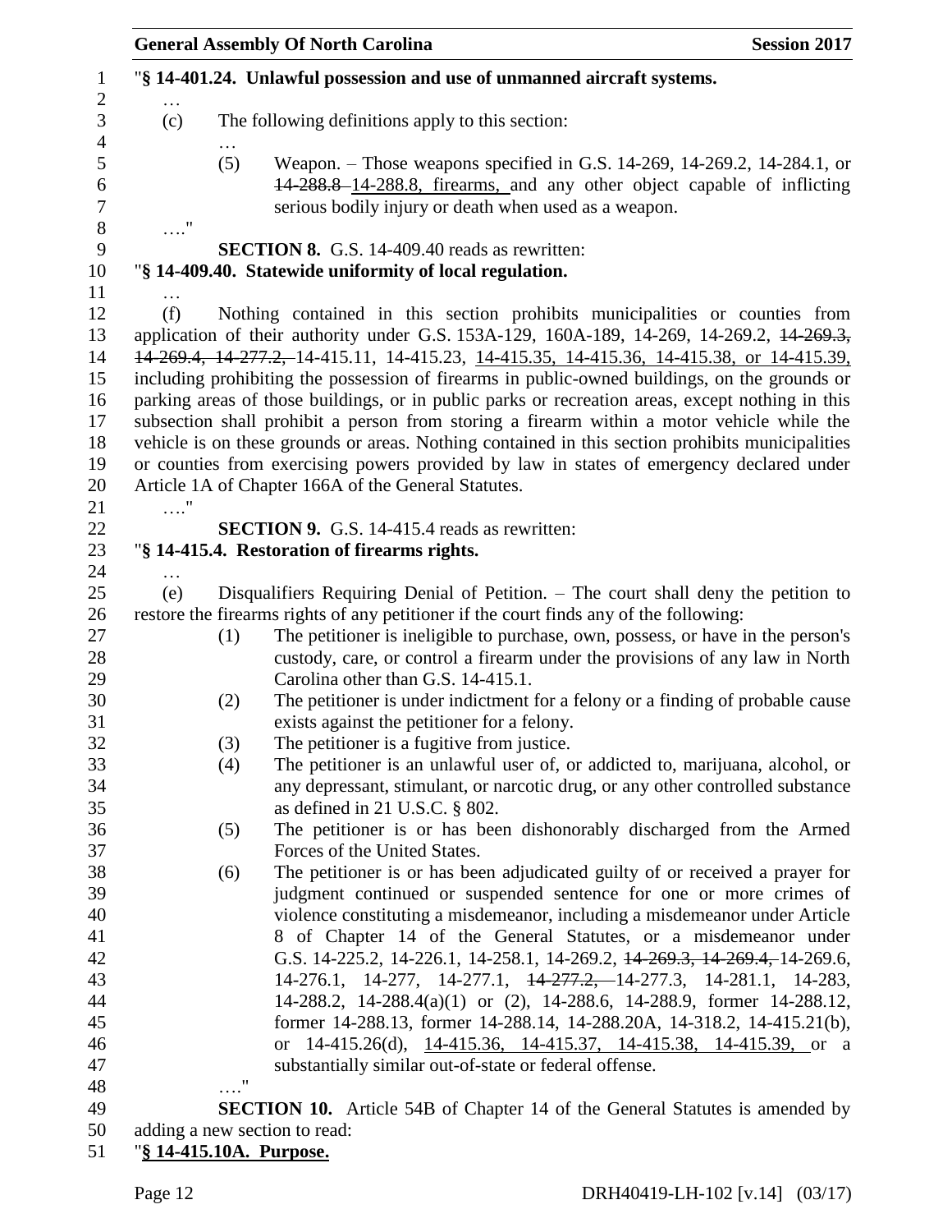"**§ 14-401.24. Unlawful possession and use of unmanned aircraft systems.**

…

(c) The following definitions apply to this section:

…

(5) Weapon. – Those weapons specified in G.S. 14-269, 14-269.2, 14-284.1, or ~~14-288.8~~ 14-288.8, firearms, and any other object capable of inflicting serious bodily injury or death when used as a weapon.

…."

**SECTION 8.** G.S. 14-409.40 reads as rewritten:

"**§ 14-409.40. Statewide uniformity of local regulation.**

…

(f) Nothing contained in this section prohibits municipalities or counties from application of their authority under G.S. 153A-129, 160A-189, 14-269, 14-269.2, ~~14-269.3, 14-269.4, 14-277.2,~~ 14-415.11, 14-415.23, 14-415.35, 14-415.36, 14-415.38, or 14-415.39, including prohibiting the possession of firearms in public-owned buildings, on the grounds or parking areas of those buildings, or in public parks or recreation areas, except nothing in this subsection shall prohibit a person from storing a firearm within a motor vehicle while the vehicle is on these grounds or areas. Nothing contained in this section prohibits municipalities or counties from exercising powers provided by law in states of emergency declared under Article 1A of Chapter 166A of the General Statutes.

…."

**SECTION 9.** G.S. 14-415.4 reads as rewritten:

"**§ 14-415.4. Restoration of firearms rights.**

…

(e) Disqualifiers Requiring Denial of Petition. – The court shall deny the petition to restore the firearms rights of any petitioner if the court finds any of the following:

(1) The petitioner is ineligible to purchase, own, possess, or have in the person's custody, care, or control a firearm under the provisions of any law in North Carolina other than G.S. 14-415.1.

(2) The petitioner is under indictment for a felony or a finding of probable cause exists against the petitioner for a felony.

(3) The petitioner is a fugitive from justice.

(4) The petitioner is an unlawful user of, or addicted to, marijuana, alcohol, or any depressant, stimulant, or narcotic drug, or any other controlled substance as defined in 21 U.S.C. § 802.

(5) The petitioner is or has been dishonorably discharged from the Armed Forces of the United States.

(6) The petitioner is or has been adjudicated guilty of or received a prayer for judgment continued or suspended sentence for one or more crimes of violence constituting a misdemeanor, including a misdemeanor under Article 8 of Chapter 14 of the General Statutes, or a misdemeanor under G.S. 14-225.2, 14-226.1, 14-258.1, 14-269.2, ~~14-269.3, 14-269.4,~~ 14-269.6, 14-276.1, 14-277, 14-277.1, ~~14-277.2,~~ 14-277.3, 14-281.1, 14-283, 14-288.2, 14-288.4(a)(1) or (2), 14-288.6, 14-288.9, former 14-288.12, former 14-288.13, former 14-288.14, 14-288.20A, 14-318.2, 14-415.21(b), or 14-415.26(d), 14-415.36, 14-415.37, 14-415.38, 14-415.39, or a substantially similar out-of-state or federal offense.

…."

**SECTION 10.** Article 54B of Chapter 14 of the General Statutes is amended by adding a new section to read:

"**§ 14-415.10A. Purpose.**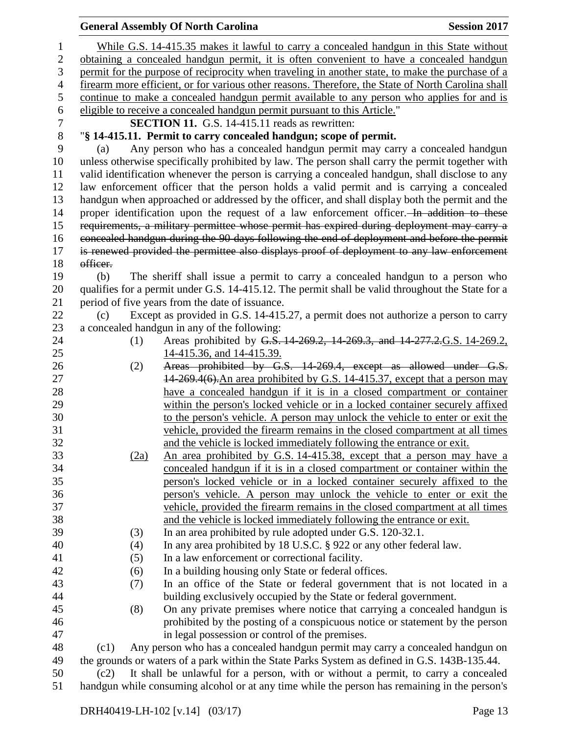While G.S. 14-415.35 makes it lawful to carry a concealed handgun in this State without obtaining a concealed handgun permit, it is often convenient to have a concealed handgun permit for the purpose of reciprocity when traveling in another state, to make the purchase of a firearm more efficient, or for various other reasons. Therefore, the State of North Carolina shall continue to make a concealed handgun permit available to any person who applies for and is eligible to receive a concealed handgun permit pursuant to this Article."

**SECTION 11.** G.S. 14-415.11 reads as rewritten:

"**§ 14-415.11. Permit to carry concealed handgun; scope of permit.**

(a) Any person who has a concealed handgun permit may carry a concealed handgun unless otherwise specifically prohibited by law. The person shall carry the permit together with valid identification whenever the person is carrying a concealed handgun, shall disclose to any law enforcement officer that the person holds a valid permit and is carrying a concealed handgun when approached or addressed by the officer, and shall display both the permit and the proper identification upon the request of a law enforcement officer. ~~In addition to these requirements, a military permittee whose permit has expired during deployment may carry a concealed handgun during the 90 days following the end of deployment and before the permit is renewed provided the permittee also displays proof of deployment to any law enforcement officer.~~

(b) The sheriff shall issue a permit to carry a concealed handgun to a person who qualifies for a permit under G.S. 14-415.12. The permit shall be valid throughout the State for a period of five years from the date of issuance.

(c) Except as provided in G.S. 14-415.27, a permit does not authorize a person to carry a concealed handgun in any of the following:

(1) Areas prohibited by ~~G.S. 14-269.2, 14-269.3, and 14-277.2.~~G.S. 14-269.2, 14-415.36, and 14-415.39.

(2) ~~Areas prohibited by G.S. 14-269.4, except as allowed under G.S. 14-269.4(6).~~An area prohibited by G.S. 14-415.37, except that a person may have a concealed handgun if it is in a closed compartment or container within the person's locked vehicle or in a locked container securely affixed to the person's vehicle. A person may unlock the vehicle to enter or exit the vehicle, provided the firearm remains in the closed compartment at all times and the vehicle is locked immediately following the entrance or exit.

(2a) An area prohibited by G.S. 14-415.38, except that a person may have a concealed handgun if it is in a closed compartment or container within the person's locked vehicle or in a locked container securely affixed to the person's vehicle. A person may unlock the vehicle to enter or exit the vehicle, provided the firearm remains in the closed compartment at all times and the vehicle is locked immediately following the entrance or exit.

(3) In an area prohibited by rule adopted under G.S. 120-32.1.

(4) In any area prohibited by 18 U.S.C. § 922 or any other federal law.

(5) In a law enforcement or correctional facility.

(6) In a building housing only State or federal offices.

(7) In an office of the State or federal government that is not located in a building exclusively occupied by the State or federal government.

(8) On any private premises where notice that carrying a concealed handgun is prohibited by the posting of a conspicuous notice or statement by the person in legal possession or control of the premises.

(c1) Any person who has a concealed handgun permit may carry a concealed handgun on the grounds or waters of a park within the State Parks System as defined in G.S. 143B-135.44.

(c2) It shall be unlawful for a person, with or without a permit, to carry a concealed handgun while consuming alcohol or at any time while the person has remaining in the person's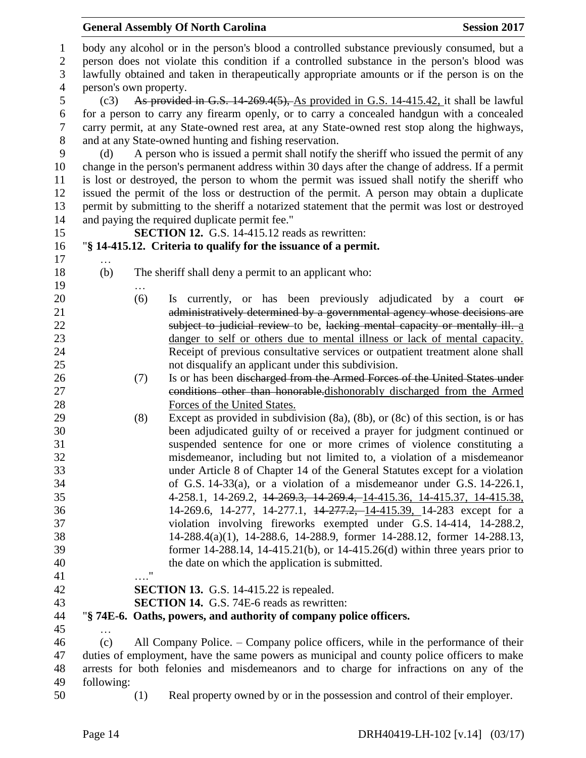body any alcohol or in the person's blood a controlled substance previously consumed, but a person does not violate this condition if a controlled substance in the person's blood was lawfully obtained and taken in therapeutically appropriate amounts or if the person is on the person's own property.

(c3) ~~As provided in G.S. 14-269.4(5),~~ As provided in G.S. 14-415.42, it shall be lawful for a person to carry any firearm openly, or to carry a concealed handgun with a concealed carry permit, at any State-owned rest area, at any State-owned rest stop along the highways, and at any State-owned hunting and fishing reservation.

(d) A person who is issued a permit shall notify the sheriff who issued the permit of any change in the person's permanent address within 30 days after the change of address. If a permit is lost or destroyed, the person to whom the permit was issued shall notify the sheriff who issued the permit of the loss or destruction of the permit. A person may obtain a duplicate permit by submitting to the sheriff a notarized statement that the permit was lost or destroyed and paying the required duplicate permit fee."

**SECTION 12.** G.S. 14-415.12 reads as rewritten:

"**§ 14-415.12. Criteria to qualify for the issuance of a permit.**

…

(b) The sheriff shall deny a permit to an applicant who:

…

(6) Is currently, or has been previously adjudicated by a court ~~or administratively determined by a governmental agency whose decisions are subject to judicial review~~ to be, ~~lacking mental capacity or mentally ill.~~ a danger to self or others due to mental illness or lack of mental capacity. Receipt of previous consultative services or outpatient treatment alone shall not disqualify an applicant under this subdivision.

(7) Is or has been ~~discharged from the Armed Forces of the United States under conditions other than honorable.~~dishonorably discharged from the Armed Forces of the United States.

(8) Except as provided in subdivision (8a), (8b), or (8c) of this section, is or has been adjudicated guilty of or received a prayer for judgment continued or suspended sentence for one or more crimes of violence constituting a misdemeanor, including but not limited to, a violation of a misdemeanor under Article 8 of Chapter 14 of the General Statutes except for a violation of G.S. 14-33(a), or a violation of a misdemeanor under G.S. 14-226.1, 4-258.1, 14-269.2, ~~14-269.3, 14-269.4,~~ 14-415.36, 14-415.37, 14-415.38, 14-269.6, 14-277, 14-277.1, ~~14-277.2,~~ 14-415.39, 14-283 except for a violation involving fireworks exempted under G.S. 14-414, 14-288.2, 14-288.4(a)(1), 14-288.6, 14-288.9, former 14-288.12, former 14-288.13, former 14-288.14, 14-415.21(b), or 14-415.26(d) within three years prior to the date on which the application is submitted.

…."

**SECTION 13.** G.S. 14-415.22 is repealed.

**SECTION 14.** G.S. 74E-6 reads as rewritten:

"**§ 74E-6. Oaths, powers, and authority of company police officers.**

…

(c) All Company Police. – Company police officers, while in the performance of their duties of employment, have the same powers as municipal and county police officers to make arrests for both felonies and misdemeanors and to charge for infractions on any of the following:

(1) Real property owned by or in the possession and control of their employer.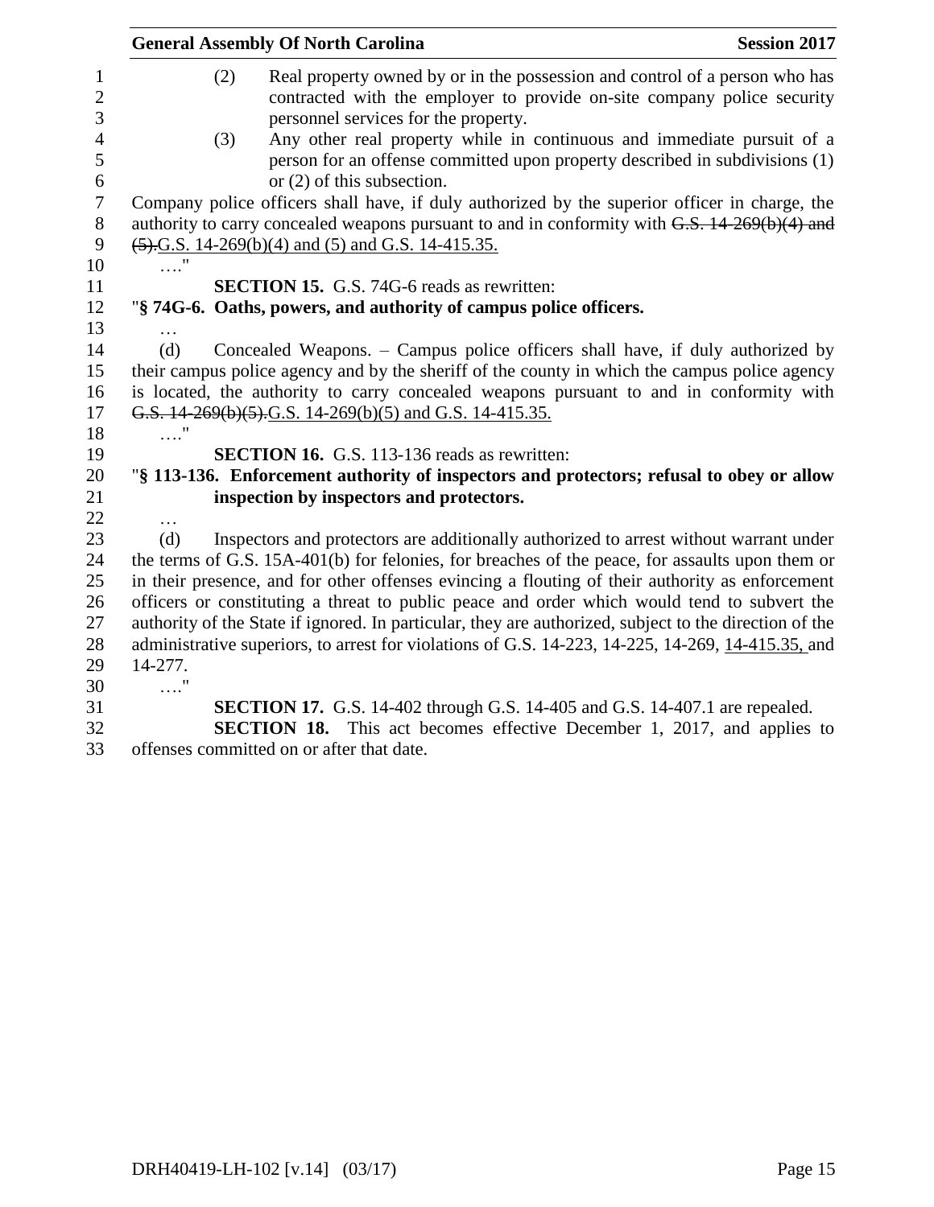(2) Real property owned by or in the possession and control of a person who has contracted with the employer to provide on-site company police security personnel services for the property.

(3) Any other real property while in continuous and immediate pursuit of a person for an offense committed upon property described in subdivisions (1) or (2) of this subsection.

Company police officers shall have, if duly authorized by the superior officer in charge, the authority to carry concealed weapons pursuant to and in conformity with ~~G.S. 14-269(b)(4) and (5).~~G.S. 14-269(b)(4) and (5) and G.S. 14-415.35.

…."

**SECTION 15.** G.S. 74G-6 reads as rewritten:

"**§ 74G-6. Oaths, powers, and authority of campus police officers.**

…

(d) Concealed Weapons. – Campus police officers shall have, if duly authorized by their campus police agency and by the sheriff of the county in which the campus police agency is located, the authority to carry concealed weapons pursuant to and in conformity with ~~G.S. 14-269(b)(5).~~G.S. 14-269(b)(5) and G.S. 14-415.35.

…."

**SECTION 16.** G.S. 113-136 reads as rewritten:

"**§ 113-136. Enforcement authority of inspectors and protectors; refusal to obey or allow inspection by inspectors and protectors.**

…

(d) Inspectors and protectors are additionally authorized to arrest without warrant under the terms of G.S. 15A-401(b) for felonies, for breaches of the peace, for assaults upon them or in their presence, and for other offenses evincing a flouting of their authority as enforcement officers or constituting a threat to public peace and order which would tend to subvert the authority of the State if ignored. In particular, they are authorized, subject to the direction of the administrative superiors, to arrest for violations of G.S. 14-223, 14-225, 14-269, 14-415.35, and 14-277.

…."

**SECTION 17.** G.S. 14-402 through G.S. 14-405 and G.S. 14-407.1 are repealed.

**SECTION 18.** This act becomes effective December 1, 2017, and applies to offenses committed on or after that date.